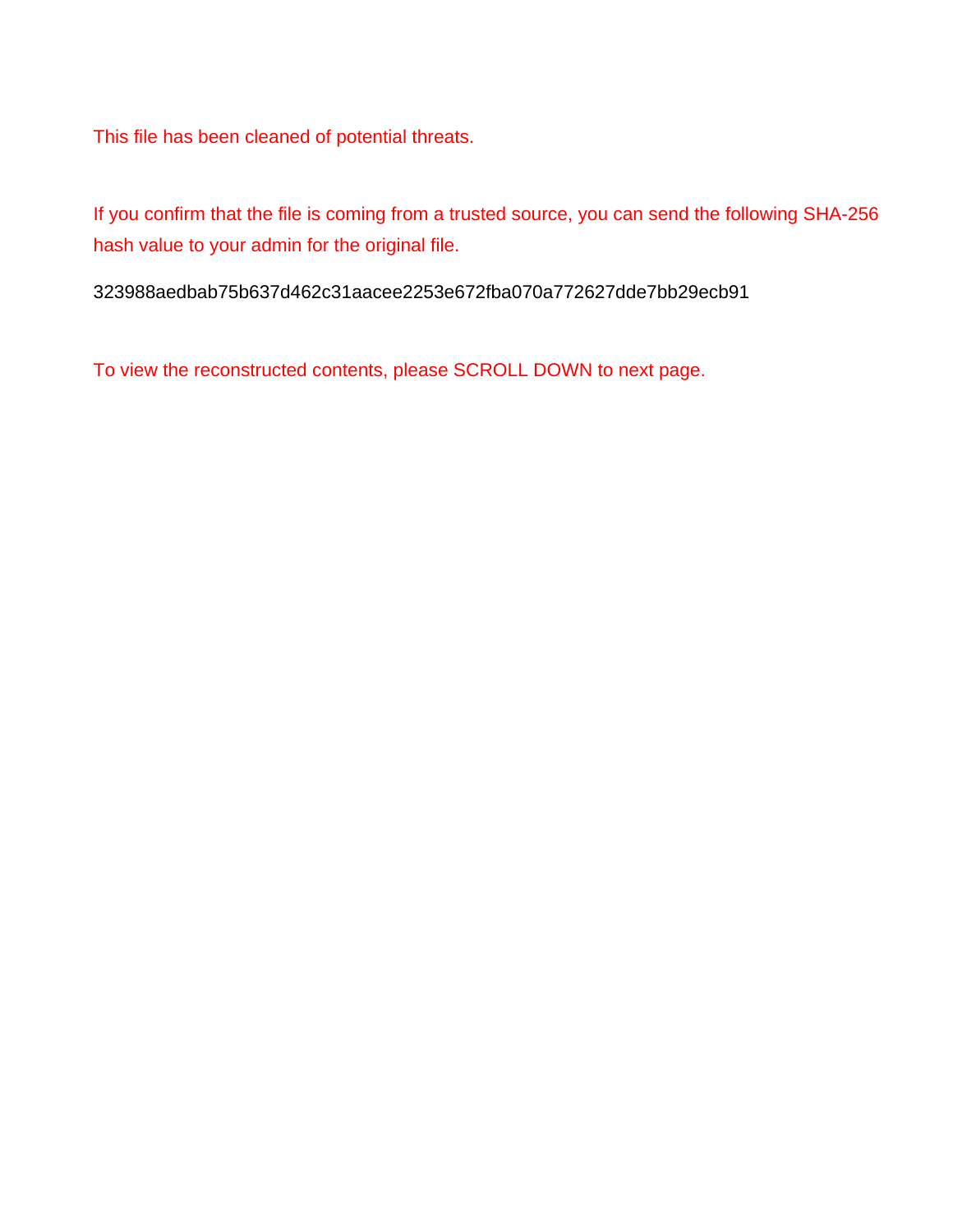This file has been cleaned of potential threats.

If you confirm that the file is coming from a trusted source, you can send the following SHA-256 hash value to your admin for the original file.

323988aedbab75b637d462c31aacee2253e672fba070a772627dde7bb29ecb91

To view the reconstructed contents, please SCROLL DOWN to next page.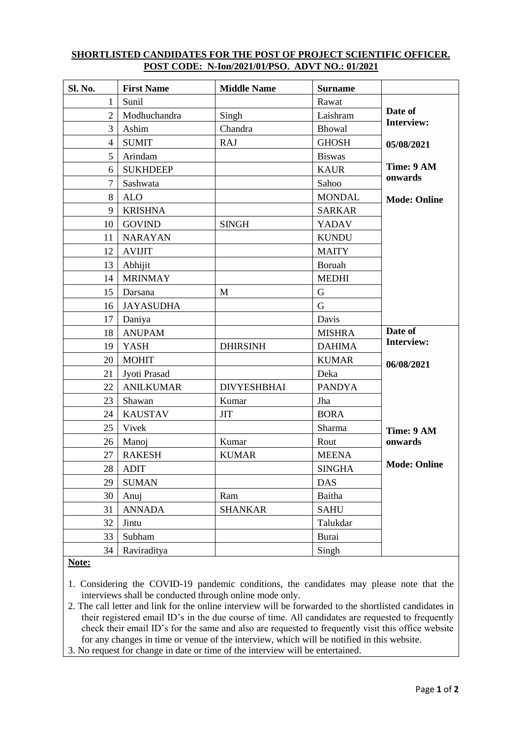**SHORTLISTED CANDIDATES FOR THE POST OF PROJECT SCIENTIFIC OFFICER.**
**POST CODE: N-Ion/2021/01/PSO. ADVT NO.: 01/2021**

| Sl. No. | First Name | Middle Name | Surname | |
|---|---|---|---|---|
| 1 | Sunil | | Rawat | **Date of Interview: 05/08/2021 Time: 9 AM onwards Mode: Online** |
| 2 | Modhuchandra | Singh | Laishram | |
| 3 | Ashim | Chandra | Bhowal | |
| 4 | SUMIT | RAJ | GHOSH | |
| 5 | Arindam | | Biswas | |
| 6 | SUKHDEEP | | KAUR | |
| 7 | Sashwata | | Sahoo | |
| 8 | ALO | | MONDAL | |
| 9 | KRISHNA | | SARKAR | |
| 10 | GOVIND | SINGH | YADAV | |
| 11 | NARAYAN | | KUNDU | |
| 12 | AVIJIT | | MAITY | |
| 13 | Abhijit | | Boruah | |
| 14 | MRINMAY | | MEDHI | |
| 15 | Darsana | M | G | |
| 16 | JAYASUDHA | | G | |
| 17 | Daniya | | Davis | |
| 18 | ANUPAM | | MISHRA | **Date of Interview: 06/08/2021 Time: 9 AM onwards Mode: Online** |
| 19 | YASH | DHIRSINH | DAHIMA | |
| 20 | MOHIT | | KUMAR | |
| 21 | Jyoti Prasad | | Deka | |
| 22 | ANILKUMAR | DIVYESHBHAI | PANDYA | |
| 23 | Shawan | Kumar | Jha | |
| 24 | KAUSTAV | JIT | BORA | |
| 25 | Vivek | | Sharma | |
| 26 | Manoj | Kumar | Rout | |
| 27 | RAKESH | KUMAR | MEENA | |
| 28 | ADIT | | SINGHA | |
| 29 | SUMAN | | DAS | |
| 30 | Anuj | Ram | Baitha | |
| 31 | ANNADA | SHANKAR | SAHU | |
| 32 | Jintu | | Talukdar | |
| 33 | Subham | | Burai | |
| 34 | Raviraditya | | Singh | |

**Note:**

1. Considering the COVID-19 pandemic conditions, the candidates may please note that the interviews shall be conducted through online mode only.
2. The call letter and link for the online interview will be forwarded to the shortlisted candidates in their registered email ID's in the due course of time. All candidates are requested to frequently check their email ID's for the same and also are requested to frequently visit this office website for any changes in time or venue of the interview, which will be notified in this website.
3. No request for change in date or time of the interview will be entertained.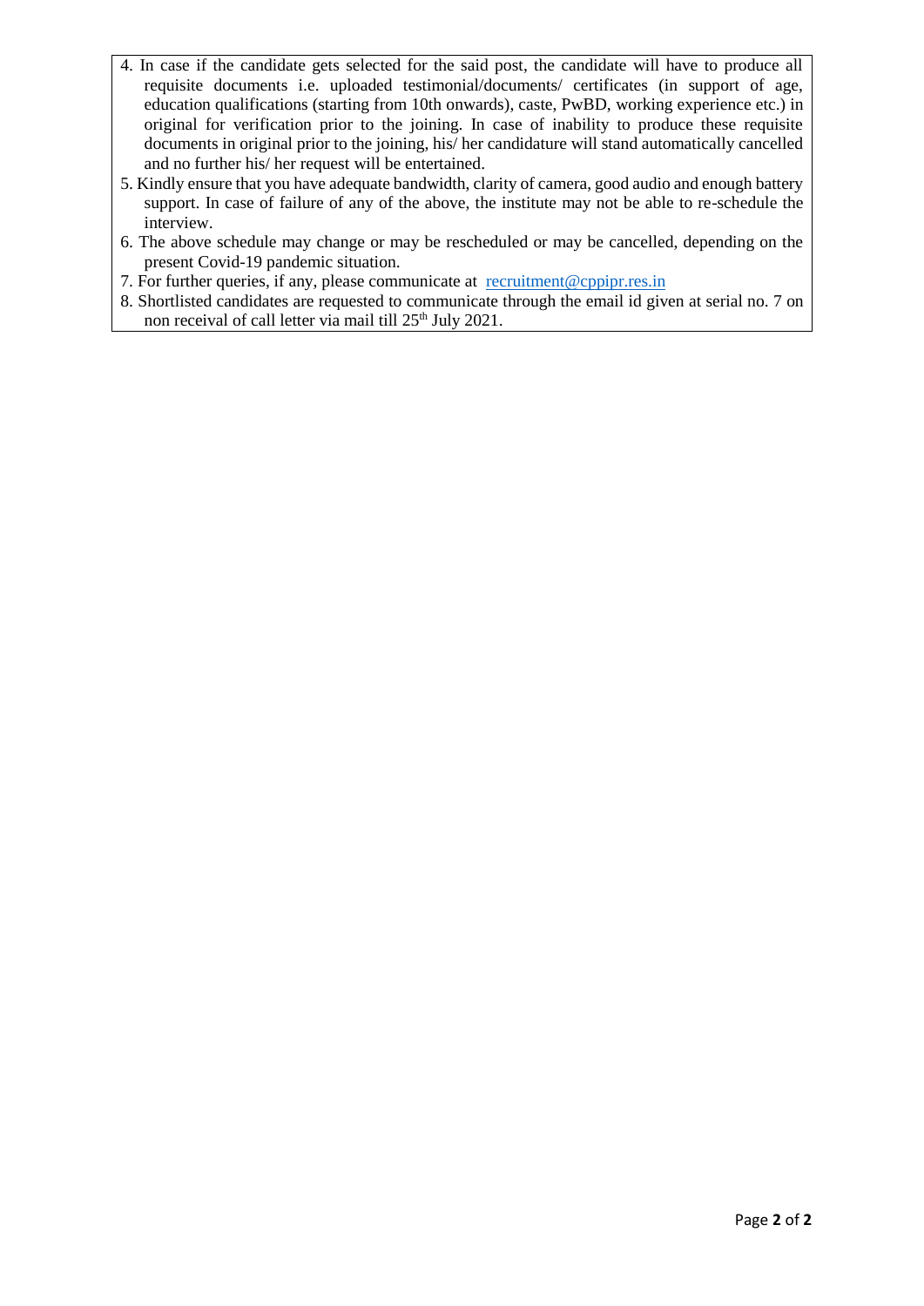4. In case if the candidate gets selected for the said post, the candidate will have to produce all requisite documents i.e. uploaded testimonial/documents/ certificates (in support of age, education qualifications (starting from 10th onwards), caste, PwBD, working experience etc.) in original for verification prior to the joining. In case of inability to produce these requisite documents in original prior to the joining, his/ her candidature will stand automatically cancelled and no further his/ her request will be entertained.
5. Kindly ensure that you have adequate bandwidth, clarity of camera, good audio and enough battery support. In case of failure of any of the above, the institute may not be able to re-schedule the interview.
6. The above schedule may change or may be rescheduled or may be cancelled, depending on the present Covid-19 pandemic situation.
7. For further queries, if any, please communicate at recruitment@cppipr.res.in
8. Shortlisted candidates are requested to communicate through the email id given at serial no. 7 on non receival of call letter via mail till 25th July 2021.